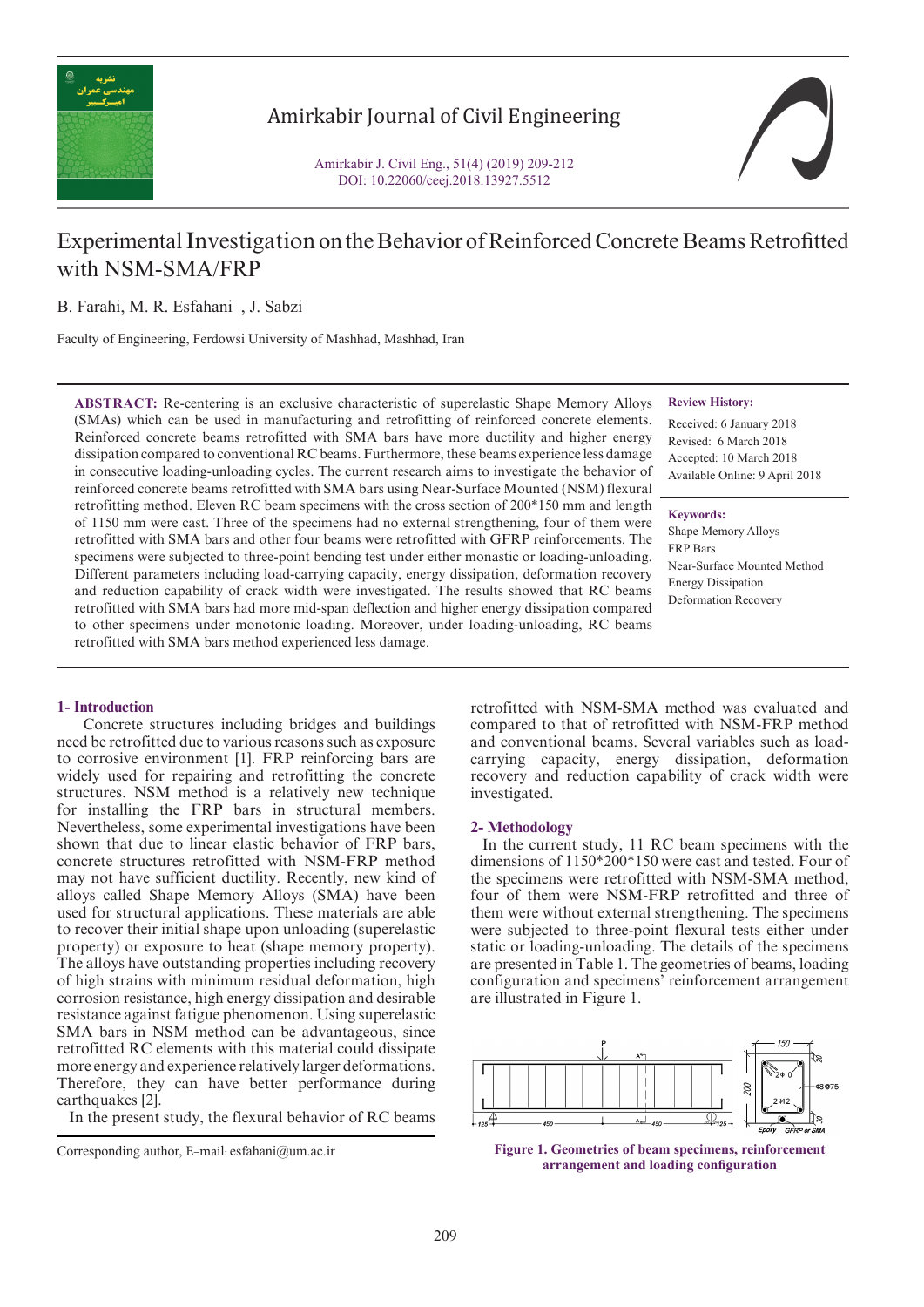# Experimental Investigation on the Behavior of Reinforced Concrete Beams Retrofitted with NSM-SMA/FRP

B. Farahi, M. R. Esfahani , J. Sabzi

Faculty of Engineering, Ferdowsi University of Mashhad, Mashhad, Iran

**ABSTRACT:** Re-centering is an exclusive characteristic of superelastic Shape Memory Alloys (SMAs) which can be used in manufacturing and retrofitting of reinforced concrete elements. Reinforced concrete beams retrofitted with SMA bars have more ductility and higher energy dissipation compared to conventional RC beams. Furthermore, these beams experience less damage in consecutive loading-unloading cycles. The current research aims to investigate the behavior of reinforced concrete beams retrofitted with SMA bars using Near-Surface Mounted (NSM) flexural retrofitting method. Eleven RC beam specimens with the cross section of 200*150 mm and length of 1150 mm were cast. Three of the specimens had no external strengthening, four of them were retrofitted with SMA bars and other four beams were retrofitted with GFRP reinforcements. The specimens were subjected to three-point bending test under either monastic or loading-unloading. Different parameters including load-carrying capacity, energy dissipation, deformation recovery and reduction capability of crack width were investigated. The results showed that RC beams retrofitted with SMA bars had more mid-span deflection and higher energy dissipation compared to other specimens under monotonic loading. Moreover, under loading-unloading, RC beams retrofitted with SMA bars method experienced less damage.

**Review History:**

Received: 6 January 2018
Revised: 6 March 2018
Accepted: 10 March 2018
Available Online: 9 April 2018

**Keywords:**

Shape Memory Alloys
FRP Bars
Near-Surface Mounted Method
Energy Dissipation
Deformation Recovery

## 1- Introduction

Concrete structures including bridges and buildings need be retrofitted due to various reasons such as exposure to corrosive environment [1]. FRP reinforcing bars are widely used for repairing and retrofitting the concrete structures. NSM method is a relatively new technique for installing the FRP bars in structural members. Nevertheless, some experimental investigations have been shown that due to linear elastic behavior of FRP bars, concrete structures retrofitted with NSM-FRP method may not have sufficient ductility. Recently, new kind of alloys called Shape Memory Alloys (SMA) have been used for structural applications. These materials are able to recover their initial shape upon unloading (superelastic property) or exposure to heat (shape memory property). The alloys have outstanding properties including recovery of high strains with minimum residual deformation, high corrosion resistance, high energy dissipation and desirable resistance against fatigue phenomenon. Using superelastic SMA bars in NSM method can be advantageous, since retrofitted RC elements with this material could dissipate more energy and experience relatively larger deformations. Therefore, they can have better performance during earthquakes [2].

In the present study, the flexural behavior of RC beams retrofitted with NSM-SMA method was evaluated and compared to that of retrofitted with NSM-FRP method and conventional beams. Several variables such as load-carrying capacity, energy dissipation, deformation recovery and reduction capability of crack width were investigated.

## 2- Methodology

In the current study, 11 RC beam specimens with the dimensions of 1150*200*150 were cast and tested. Four of the specimens were retrofitted with NSM-SMA method, four of them were NSM-FRP retrofitted and three of them were without external strengthening. The specimens were subjected to three-point flexural tests either under static or loading-unloading. The details of the specimens are presented in Table 1. The geometries of beams, loading configuration and specimens' reinforcement arrangement are illustrated in Figure 1.

**Figure 1. Geometries of beam specimens, reinforcement arrangement and loading configuration**

Corresponding author, E-mail: esfahani@um.ac.ir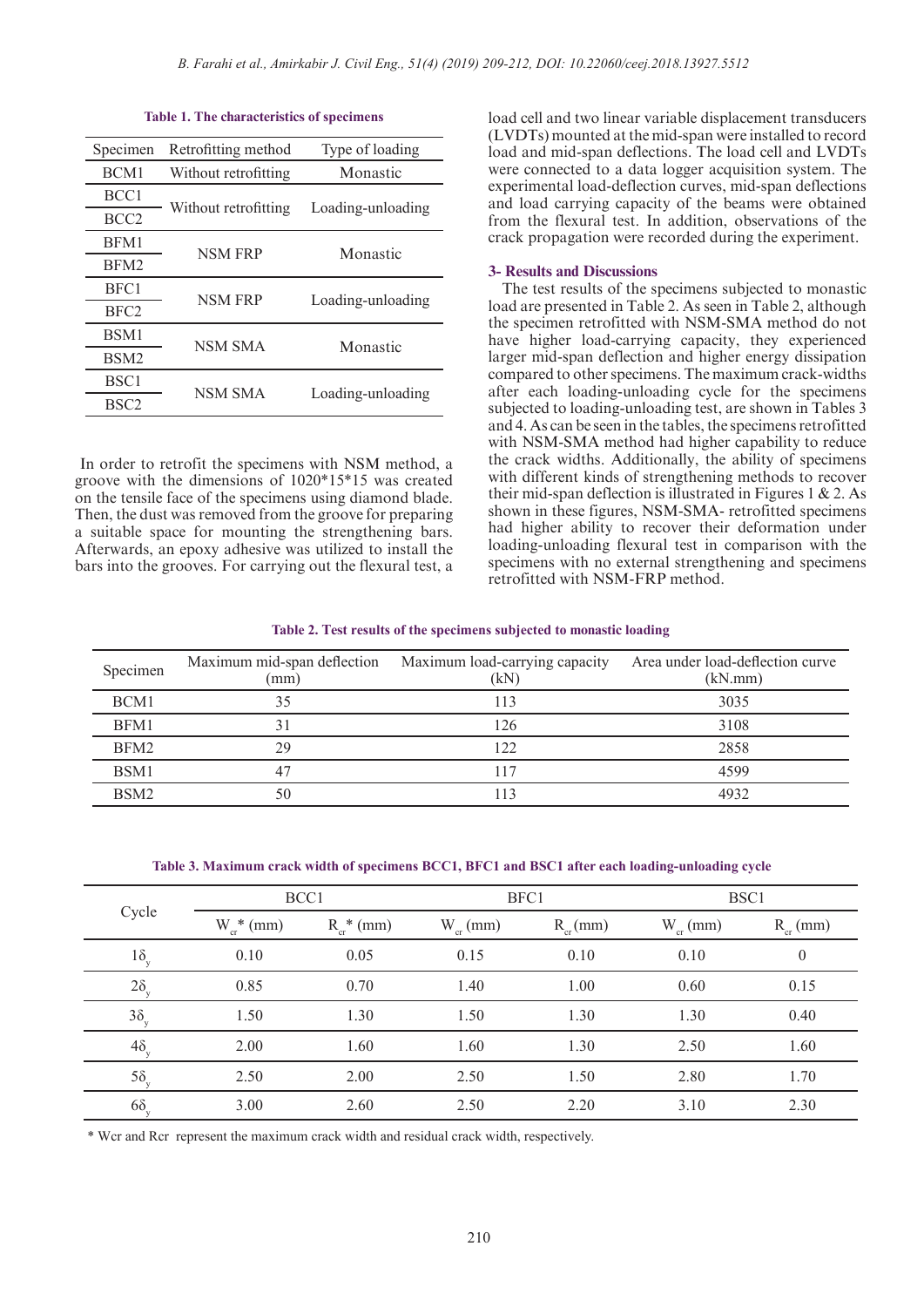**Table 1. The characteristics of specimens**

| Specimen | Retrofitting method | Type of loading |
|---|---|---|
| BCM1 | Without retrofitting | Monastic |
| BCC1 | Without retrofitting | Loading-unloading |
| BCC2 | | |
| BFM1 | NSM FRP | Monastic |
| BFM2 | | |
| BFC1 | NSM FRP | Loading-unloading |
| BFC2 | | |
| BSM1 | NSM SMA | Monastic |
| BSM2 | | |
| BSC1 | NSM SMA | Loading-unloading |
| BSC2 | | |

In order to retrofit the specimens with NSM method, a groove with the dimensions of 1020*15*15 was created on the tensile face of the specimens using diamond blade. Then, the dust was removed from the groove for preparing a suitable space for mounting the strengthening bars. Afterwards, an epoxy adhesive was utilized to install the bars into the grooves. For carrying out the flexural test, a load cell and two linear variable displacement transducers (LVDTs) mounted at the mid-span were installed to record load and mid-span deflections. The load cell and LVDTs were connected to a data logger acquisition system. The experimental load-deflection curves, mid-span deflections and load carrying capacity of the beams were obtained from the flexural test. In addition, observations of the crack propagation were recorded during the experiment.

## 3- Results and Discussions

The test results of the specimens subjected to monastic load are presented in Table 2. As seen in Table 2, although the specimen retrofitted with NSM-SMA method do not have higher load-carrying capacity, they experienced larger mid-span deflection and higher energy dissipation compared to other specimens. The maximum crack-widths after each loading-unloading cycle for the specimens subjected to loading-unloading test, are shown in Tables 3 and 4. As can be seen in the tables, the specimens retrofitted with NSM-SMA method had higher capability to reduce the crack widths. Additionally, the ability of specimens with different kinds of strengthening methods to recover their mid-span deflection is illustrated in Figures 1 & 2. As shown in these figures, NSM-SMA- retrofitted specimens had higher ability to recover their deformation under loading-unloading flexural test in comparison with the specimens with no external strengthening and specimens retrofitted with NSM-FRP method.

**Table 2. Test results of the specimens subjected to monastic loading**

| Specimen | Maximum mid-span deflection (mm) | Maximum load-carrying capacity (kN) | Area under load-deflection curve (kN.mm) |
|---|---|---|---|
| BCM1 | 35 | 113 | 3035 |
| BFM1 | 31 | 126 | 3108 |
| BFM2 | 29 | 122 | 2858 |
| BSM1 | 47 | 117 | 4599 |
| BSM2 | 50 | 113 | 4932 |

**Table 3. Maximum crack width of specimens BCC1, BFC1 and BSC1 after each loading-unloading cycle**

| Cycle | BCC1 | | BFC1 | | BSC1 | |
|---|---|---|---|---|---|---|
| | $W_{cr}$* (mm) | $R_{cr}$* (mm) | $W_{cr}$ (mm) | $R_{cr}$ (mm) | $W_{cr}$ (mm) | $R_{cr}$ (mm) |
| $1\delta_y$ | 0.10 | 0.05 | 0.15 | 0.10 | 0.10 | 0 |
| $2\delta_y$ | 0.85 | 0.70 | 1.40 | 1.00 | 0.60 | 0.15 |
| $3\delta_y$ | 1.50 | 1.30 | 1.50 | 1.30 | 1.30 | 0.40 |
| $4\delta_y$ | 2.00 | 1.60 | 1.60 | 1.30 | 2.50 | 1.60 |
| $5\delta_y$ | 2.50 | 2.00 | 2.50 | 1.50 | 2.80 | 1.70 |
| $6\delta_y$ | 3.00 | 2.60 | 2.50 | 2.20 | 3.10 | 2.30 |

\* Wcr and Rcr represent the maximum crack width and residual crack width, respectively.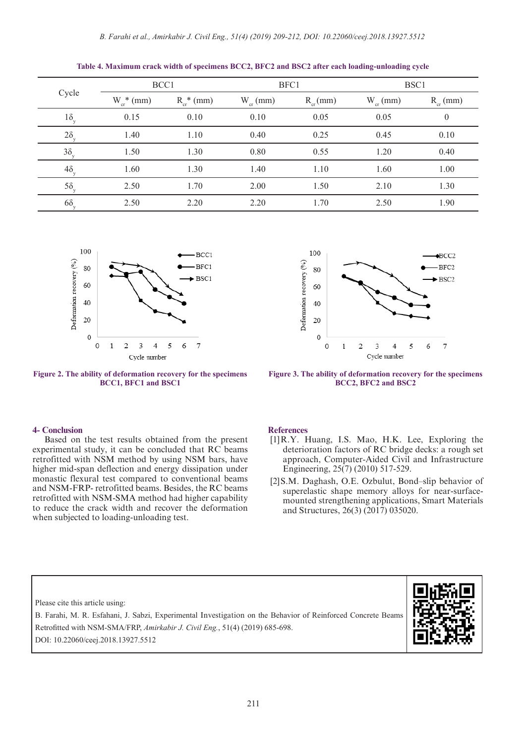Table 4. Maximum crack width of specimens BCC2, BFC2 and BSC2 after each loading-unloading cycle

| Cycle | BCC1 | | BFC1 | | BSC1 | |
|---|---|---|---|---|---|---|
| | $W_{cr}$* (mm) | $R_{cr}$* (mm) | $W_{cr}$ (mm) | $R_{cr}$ (mm) | $W_{cr}$ (mm) | $R_{cr}$ (mm) |
| $1\delta_y$ | 0.15 | 0.10 | 0.10 | 0.05 | 0.05 | 0 |
| $2\delta_y$ | 1.40 | 1.10 | 0.40 | 0.25 | 0.45 | 0.10 |
| $3\delta_y$ | 1.50 | 1.30 | 0.80 | 0.55 | 1.20 | 0.40 |
| $4\delta_y$ | 1.60 | 1.30 | 1.40 | 1.10 | 1.60 | 1.00 |
| $5\delta_y$ | 2.50 | 1.70 | 2.00 | 1.50 | 2.10 | 1.30 |
| $6\delta_y$ | 2.50 | 2.20 | 2.20 | 1.70 | 2.50 | 1.90 |

Deformation recovery (%)
100
80
60
40
20
0
0 1 2 3 4 5 6 7
Cycle number
BCC1
BFC1
BSC1

Figure 2. The ability of deformation recovery for the specimens BCC1, BFC1 and BSC1

Deformation recovery (%)
100
80
60
40
20
0
0 1 2 3 4 5 6 7
Cycle number
BCC2
BFC2
BSC2

Figure 3. The ability of deformation recovery for the specimens BCC2, BFC2 and BSC2

## 4- Conclusion

Based on the test results obtained from the present experimental study, it can be concluded that RC beams retrofitted with NSM method by using NSM bars, have higher mid-span deflection and energy dissipation under monastic flexural test compared to conventional beams and NSM-FRP- retrofitted beams. Besides, the RC beams retrofitted with NSM-SMA method had higher capability to reduce the crack width and recover the deformation when subjected to loading-unloading test.

## References

[1] R.Y. Huang, I.S. Mao, H.K. Lee, Exploring the deterioration factors of RC bridge decks: a rough set approach, Computer-Aided Civil and Infrastructure Engineering, 25(7) (2010) 517-529.

[2] S.M. Daghash, O.E. Ozbulut, Bond–slip behavior of superelastic shape memory alloys for near-surface-mounted strengthening applications, Smart Materials and Structures, 26(3) (2017) 035020.

Please cite this article using:
B. Farahi, M. R. Esfahani, J. Sabzi, Experimental Investigation on the Behavior of Reinforced Concrete Beams Retrofitted with NSM-SMA/FRP, *Amirkabir J. Civil Eng.*, 51(4) (2019) 685-698.
DOI: 10.22060/ceej.2018.13927.5512